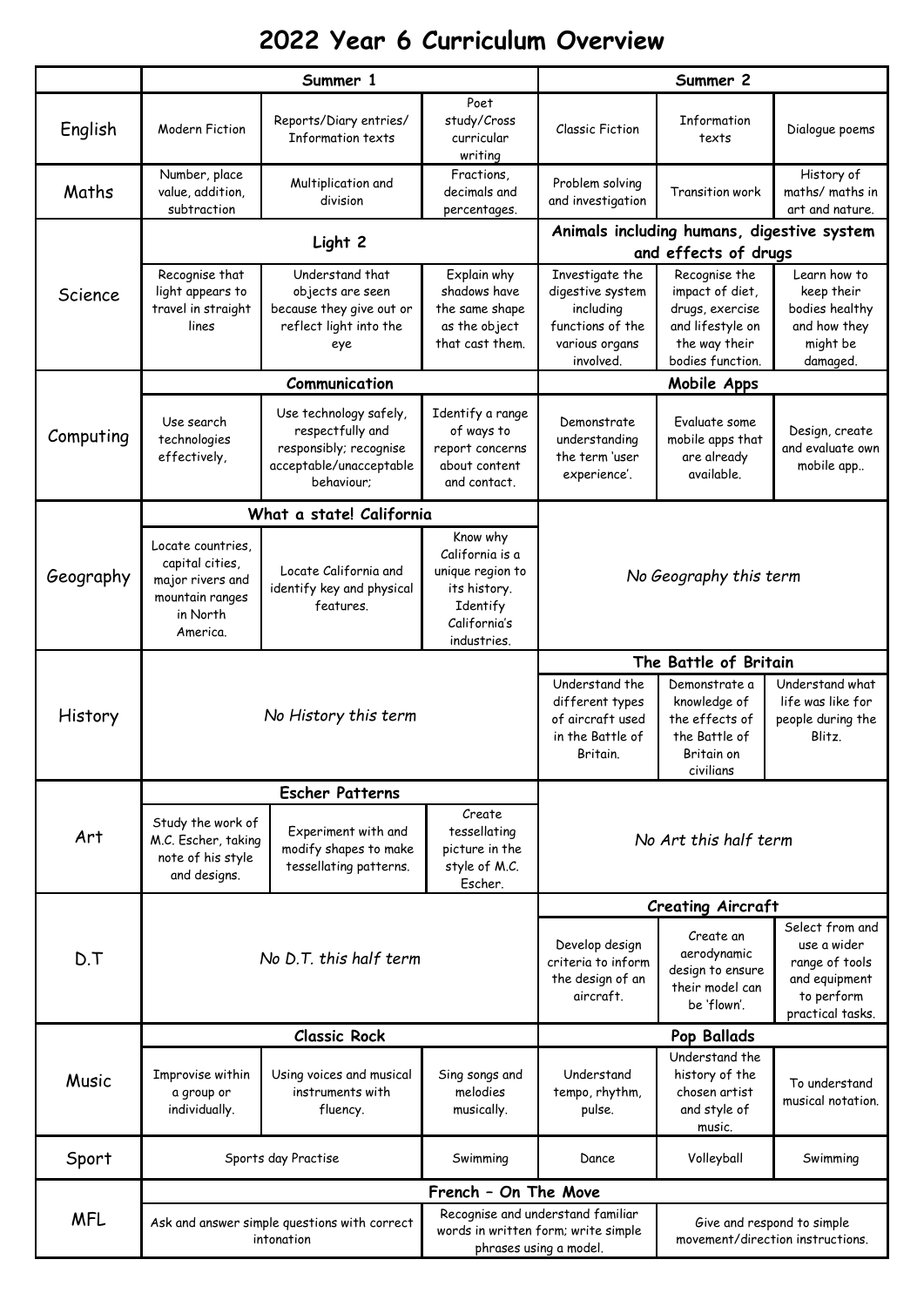# 2022 Year 6 Curriculum Overview

| | Summer 1 | | | Summer 2 | | |
|---|---|---|---|---|---|---|
| English | Modern Fiction | Reports/Diary entries/ Information texts | Poet study/Cross curricular writing | Classic Fiction | Information texts | Dialogue poems |
| Maths | Number, place value, addition, subtraction | Multiplication and division | Fractions, decimals and percentages. | Problem solving and investigation | Transition work | History of maths/ maths in art and nature. |
| Science | **Light 2** | | | **Animals including humans, digestive system and effects of drugs** | | |
| | Recognise that light appears to travel in straight lines | Understand that objects are seen because they give out or reflect light into the eye | Explain why shadows have the same shape as the object that cast them. | Investigate the digestive system including functions of the various organs involved. | Recognise the impact of diet, drugs, exercise and lifestyle on the way their bodies function. | Learn how to keep their bodies healthy and how they might be damaged. |
| Computing | **Communication** | | | **Mobile Apps** | | |
| | Use search technologies effectively, | Use technology safely, respectfully and responsibly; recognise acceptable/unacceptable behaviour; | Identify a range of ways to report concerns about content and contact. | Demonstrate understanding the term 'user experience'. | Evaluate some mobile apps that are already available. | Design, create and evaluate own mobile app.. |
| Geography | **What a state! California** | | | *No Geography this term* | | |
| | Locate countries, capital cities, major rivers and mountain ranges in North America. | Locate California and identify key and physical features. | Know why California is a unique region to its history. Identify California's industries. | | | |
| History | *No History this term* | | | **The Battle of Britain** | | |
| | | | | Understand the different types of aircraft used in the Battle of Britain. | Demonstrate a knowledge of the effects of the Battle of Britain on civilians | Understand what life was like for people during the Blitz. |
| Art | **Escher Patterns** | | | *No Art this half term* | | |
| | Study the work of M.C. Escher, taking note of his style and designs. | Experiment with and modify shapes to make tessellating patterns. | Create tessellating picture in the style of M.C. Escher. | | | |
| D.T | *No D.T. this half term* | | | **Creating Aircraft** | | |
| | | | | Develop design criteria to inform the design of an aircraft. | Create an aerodynamic design to ensure their model can be 'flown'. | Select from and use a wider range of tools and equipment to perform practical tasks. |
| Music | **Classic Rock** | | | **Pop Ballads** | | |
| | Improvise within a group or individually. | Using voices and musical instruments with fluency. | Sing songs and melodies musically. | Understand tempo, rhythm, pulse. | Understand the history of the chosen artist and style of music. | To understand musical notation. |
| Sport | Sports day Practise | | Swimming | Dance | Volleyball | Swimming |
| MFL | **French – On The Move** | | | | | |
| | Ask and answer simple questions with correct intonation | | Recognise and understand familiar words in written form; write simple phrases using a model. | | Give and respond to simple movement/direction instructions. | |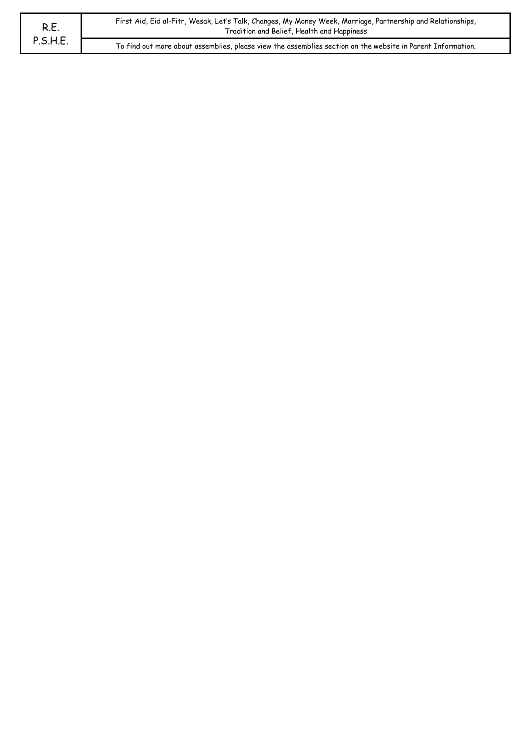| | |
|---|---|
| R.E.<br>P.S.H.E. | First Aid, Eid al-Fitr, Wesak, Let's Talk, Changes, My Money Week, Marriage, Partnership and Relationships, Tradition and Belief, Health and Happiness |
| | To find out more about assemblies, please view the assemblies section on the website in Parent Information. |